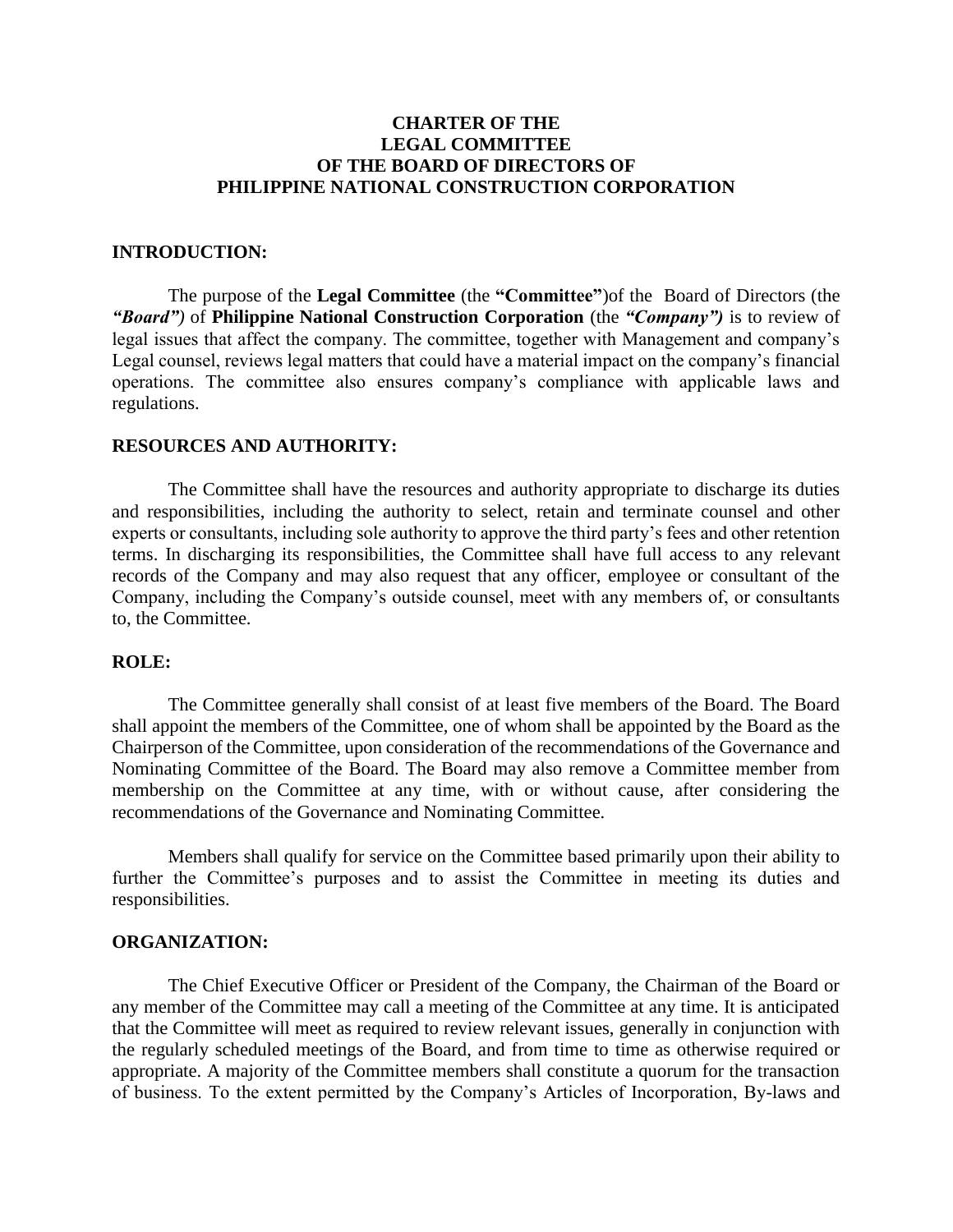# CHARTER OF THE LEGAL COMMITTEE OF THE BOARD OF DIRECTORS OF PHILIPPINE NATIONAL CONSTRUCTION CORPORATION

## INTRODUCTION:

The purpose of the **Legal Committee** (the **"Committee"**)of the Board of Directors (the ***"Board")*** of **Philippine National Construction Corporation** (the ***"Company")*** is to review of legal issues that affect the company. The committee, together with Management and company's Legal counsel, reviews legal matters that could have a material impact on the company's financial operations. The committee also ensures company's compliance with applicable laws and regulations.

## RESOURCES AND AUTHORITY:

The Committee shall have the resources and authority appropriate to discharge its duties and responsibilities, including the authority to select, retain and terminate counsel and other experts or consultants, including sole authority to approve the third party's fees and other retention terms. In discharging its responsibilities, the Committee shall have full access to any relevant records of the Company and may also request that any officer, employee or consultant of the Company, including the Company's outside counsel, meet with any members of, or consultants to, the Committee.

## ROLE:

The Committee generally shall consist of at least five members of the Board. The Board shall appoint the members of the Committee, one of whom shall be appointed by the Board as the Chairperson of the Committee, upon consideration of the recommendations of the Governance and Nominating Committee of the Board. The Board may also remove a Committee member from membership on the Committee at any time, with or without cause, after considering the recommendations of the Governance and Nominating Committee.

Members shall qualify for service on the Committee based primarily upon their ability to further the Committee's purposes and to assist the Committee in meeting its duties and responsibilities.

## ORGANIZATION:

The Chief Executive Officer or President of the Company, the Chairman of the Board or any member of the Committee may call a meeting of the Committee at any time. It is anticipated that the Committee will meet as required to review relevant issues, generally in conjunction with the regularly scheduled meetings of the Board, and from time to time as otherwise required or appropriate. A majority of the Committee members shall constitute a quorum for the transaction of business. To the extent permitted by the Company's Articles of Incorporation, By-laws and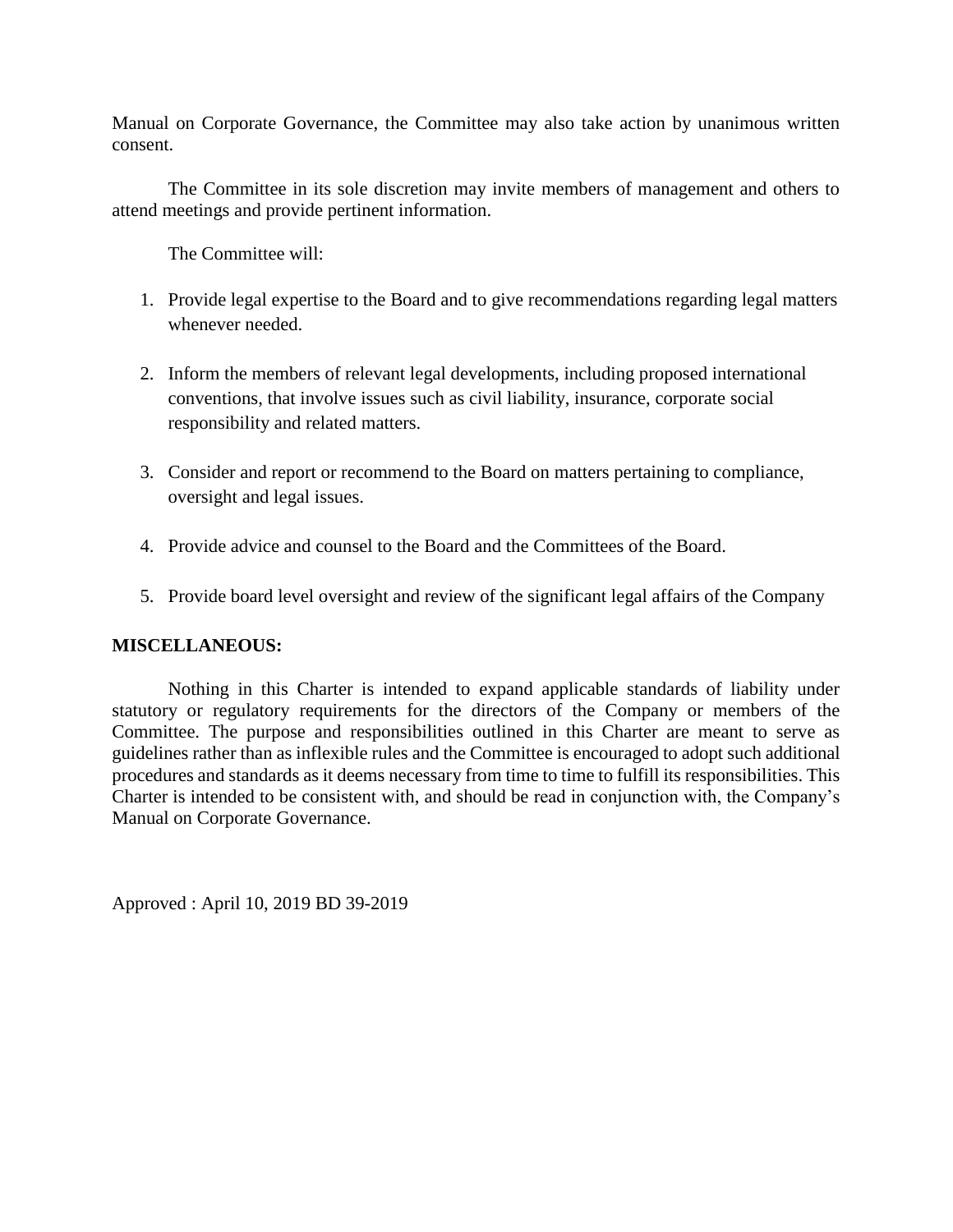Manual on Corporate Governance, the Committee may also take action by unanimous written consent.

The Committee in its sole discretion may invite members of management and others to attend meetings and provide pertinent information.

The Committee will:

1. Provide legal expertise to the Board and to give recommendations regarding legal matters whenever needed.

2. Inform the members of relevant legal developments, including proposed international conventions, that involve issues such as civil liability, insurance, corporate social responsibility and related matters.

3. Consider and report or recommend to the Board on matters pertaining to compliance, oversight and legal issues.

4. Provide advice and counsel to the Board and the Committees of the Board.

5. Provide board level oversight and review of the significant legal affairs of the Company

**MISCELLANEOUS:**

Nothing in this Charter is intended to expand applicable standards of liability under statutory or regulatory requirements for the directors of the Company or members of the Committee. The purpose and responsibilities outlined in this Charter are meant to serve as guidelines rather than as inflexible rules and the Committee is encouraged to adopt such additional procedures and standards as it deems necessary from time to time to fulfill its responsibilities. This Charter is intended to be consistent with, and should be read in conjunction with, the Company's Manual on Corporate Governance.

Approved : April 10, 2019 BD 39-2019